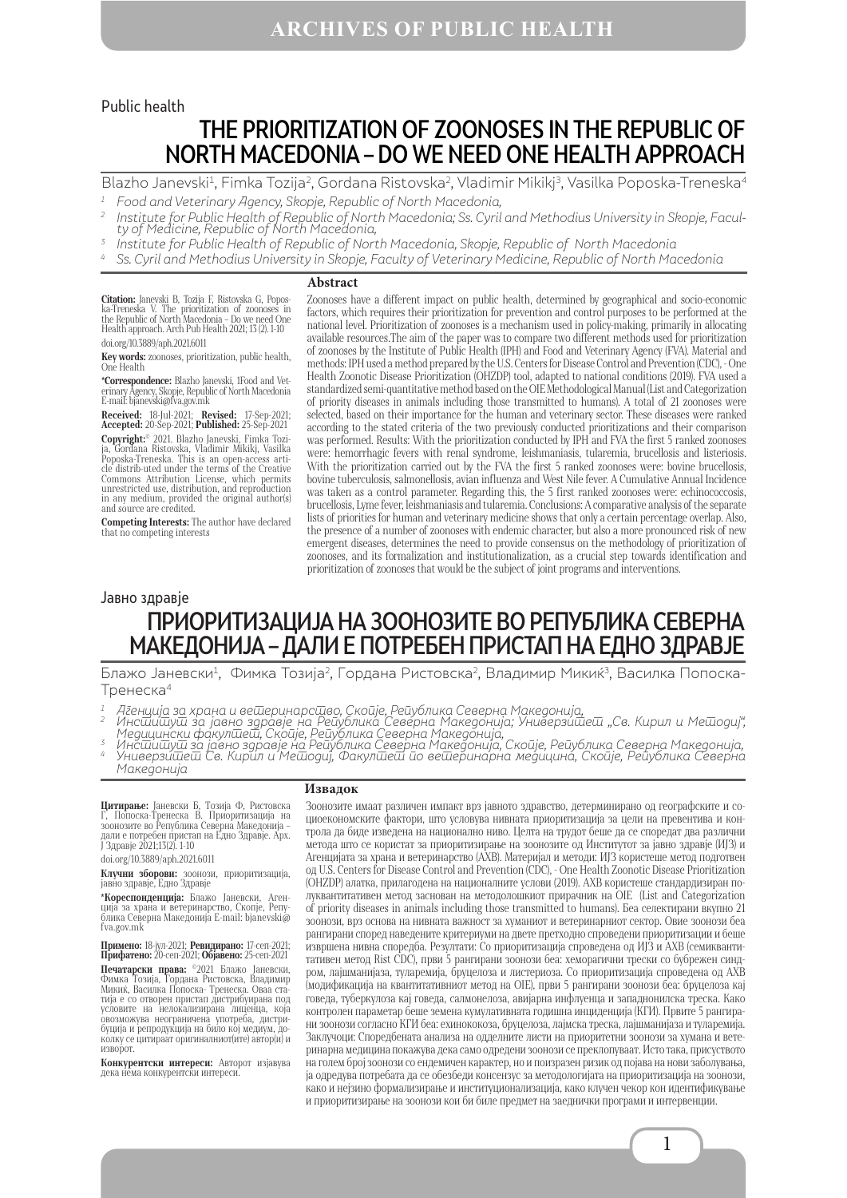Public health

# THE PRIORITIZATION OF ZOONOSES IN THE REPUBLIC OF NORTH MACEDONIA – DO WE NEED ONE HEALTH APPROACH

Blazho Janevski[1], Fimka Tozija[2], Gordana Ristovska[2], Vladimir Mikikj[3], Vasilka Poposka-Treneska[4]

[1] Food and Veterinary Agency, Skopje, Republic of North Macedonia,
[2] Institute for Public Health of Republic of North Macedonia; Ss. Cyril and Methodius University in Skopje, Faculty of Medicine, Republic of North Macedonia,
[3] Institute for Public Health of Republic of North Macedonia, Skopje, Republic of North Macedonia
[4] Ss. Cyril and Methodius University in Skopje, Faculty of Veterinary Medicine, Republic of North Macedonia

**Citation:** Janevski B, Tozija F, Ristovska G, Poposka-Treneska V. The prioritization of zoonoses in the Republic of North Macedonia – Do we need One Health approach. Arch Pub Health 2021; 13 (2). 1-10

doi.org/10.3889/aph.2021.6011

**Key words:** zoonoses, prioritization, public health, One Health

***Correspondence:** Blazho Janevski, 1Food and Veterinary Agency, Skopje, Republic of North Macedonia E-mail: bjanevski@fva.gov.mk

**Received:** 18-Jul-2021; **Revised:** 17-Sep-2021; **Accepted:** 20-Sep-2021; **Published:** 25-Sep-2021

**Copyright:**© 2021. Blazho Janevski, Fimka Tozija, Gordana Ristovska, Vladimir Mikikj, Vasilka Poposka-Treneska. This is an open-access article distrib-uted under the terms of the Creative Commons Attribution License, which permits unrestricted use, distribution, and reproduction in any medium, provided the original author(s) and source are credited.

**Competing Interests:** The author have declared that no competing interests

## Abstract

Zoonoses have a different impact on public health, determined by geographical and socio-economic factors, which requires their prioritization for prevention and control purposes to be performed at the national level. Prioritization of zoonoses is a mechanism used in policy-making, primarily in allocating available resources.The aim of the paper was to compare two different methods used for prioritization of zoonoses by the Institute of Public Health (IPH) and Food and Veterinary Agency (FVA). Material and methods: IPH used a method prepared by the U.S. Centers for Disease Control and Prevention (CDC), - One Health Zoonotic Disease Prioritization (OHZDP) tool, adapted to national conditions (2019). FVA used a standardized semi-quantitative method based on the OIE Methodological Manual (List and Categorization of priority diseases in animals including those transmitted to humans). A total of 21 zoonoses were selected, based on their importance for the human and veterinary sector. These diseases were ranked according to the stated criteria of the two previously conducted prioritizations and their comparison was performed. Results: With the prioritization conducted by IPH and FVA the first 5 ranked zoonoses were: hemorrhagic fevers with renal syndrome, leishmaniasis, tularemia, brucellosis and listeriosis. With the prioritization carried out by the FVA the first 5 ranked zoonoses were: bovine brucellosis, bovine tuberculosis, salmonellosis, avian influenza and West Nile fever. A Cumulative Annual Incidence was taken as a control parameter. Regarding this, the 5 first ranked zoonoses were: echinococcosis, brucellosis, Lyme fever, leishmaniasis and tularemia. Conclusions: A comparative analysis of the separate lists of priorities for human and veterinary medicine shows that only a certain percentage overlap. Also, the presence of a number of zoonoses with endemic character, but also a more pronounced risk of new emergent diseases, determines the need to provide consensus on the methodology of prioritization of zoonoses, and its formalization and institutionalization, as a crucial step towards identification and prioritization of zoonoses that would be the subject of joint programs and interventions.

Јавно здравје

# ПРИОРИТИЗАЦИЈА НА ЗООНОЗИТЕ ВО РЕПУБЛИКА СЕВЕРНА МАКЕДОНИЈА – ДАЛИ Е ПОТРЕБЕН ПРИСТАП НА ЕДНО ЗДРАВЈЕ

Блажо Јаневски[1], Фимка Тозија[2], Гордана Ристовска[2], Владимир Микиќ[3], Василка Попоска-Тренеска[4]

[1] Агенција за храна и ветеринарство, Скопје, Република Северна Македонија,
[2] Институт за јавно здравје на Република Северна Македонија; Универзитет „Св. Кирил и Методиј", Медицински факултет, Скопје, Република Северна Македонија,
[3] Институт за јавно здравје на Република Северна Македонија, Скопје, Република Северна Македонија,
[4] Универзитет Св. Кирил и Методиј, Факултет по ветеринарна медицина, Скопје, Република Северна Македонија

**Цитирање:** Јаневски Б, Тозија Ф, Ристовска Г, Попоска-Тренеска В. Приоритизација на зоонозите во Република Северна Македонија – дали е потребен пристап на Едно Здравје. Арх. Ј Здравје 2021;13(2). 1-10

doi.org/10.3889/aph.2021.6011

**Клучни зборови:** зоонози, приоритизација, јавно здравје, Едно Здравје

***Кореспонденција:** Блажо Јаневски, Агенција за храна и ветеринарство, Скопје, Република Северна Македонија E-mail: bjanevski@fva.gov.mk

**Примено:** 18-јул-2021; **Ревидирано:** 17-сеп-2021; **Прифатено:** 20-сеп-2021; **Објавено:** 25-сеп-2021

**Печатарски права:** ©2021 Блажо Јаневски, Фимка Тозија, Гордана Ристовска, Владимир Микиќ, Василка Попоска- Тренеска. Оваа статија е со отворен пристап дистрибуирана под условите на нелокализирана лиценца, која овозможува неограничена употреба, дистрибуција и репродукција на било кој медиум, доколку се цитираат оригиналнит(ите) автор(и) и изворот.

**Конкурентски интереси:** Авторот изјавува дека нема конкурентски интереси.

## Извадок

Зоонозите имаат различен импакт врз јавното здравство, детерминирано од географските и социоекономските фактори, што условува нивната приоритизација за цели на превентива и контрола да биде изведена на национално ниво. Целта на трудот беше да се споредат два различни метода што се користат за приоритизирање на зоонозите од Институтот за јавно здравје (ИЈЗ) и Агенцијата за храна и ветеринарство (АХВ). Материјал и методи: ИЈЗ користеше метод подготвен од U.S. Centers for Disease Control and Prevention (CDC), - One Health Zoonotic Disease Prioritization (OHZDP) алатка, прилагодена на националните услови (2019). АХВ користеше стандардизиран полуквантитативен метод заснован на методолошкиот прирачник на OIE (List and Categorization of priority diseases in animals including those transmitted to humans). Беа селектирани вкупно 21 зоонози, врз основа на нивната важност за хуманиот и ветеринарниот сектор. Овие зоонози беа рангирани според наведените критериуми на двете претходно спроведени приоритизации и беше извршена нивна споредба. Резултати: Со приоритизација спроведена од ИЈЗ и АХВ (семиквантитативен метод Rist CDC), први 5 рангирани зоонози беа: хеморагични househ треска со бубрежен синдром, лајшманијаза, туларемија, бруцелоза и листериоза. Со приоритизација спроведена од АХВ (модификација на квантитативниот метод на OIE), први 5 рангирани зоонози беа: бруцелоза кај говеда, туберкулоза кај говеда, салмонелоза, авијарна инфлуенца и западнонилска треска. Како контролен параметар беше земена кумулативната годишна инциденција (КГИ). Првите 5 рангирани зоонози согласно КГИ беа: ехинококоза, бруцелоза, лајмска треска, лајшманијаза и туларемија. Заклучоци: Споредбената анализа на одделните листи на приоритетни зоонози за хумана и ветеринарна медицина покажува дека само одредени зоонози се преклопуваат. Исто така, присуството на голем број зоонози со ендемичен карактер, но и поизразен ризик од појава на нови заболувања, ја одредува потребата да се обезбеди консензус за методологијата на приоритизација на зоонози, како и нејзино формализирање и институционализација, како клучен чекор кон идентификување и приоритизирање на зоонози кои би биле предмет на заеднички програми и интервенции.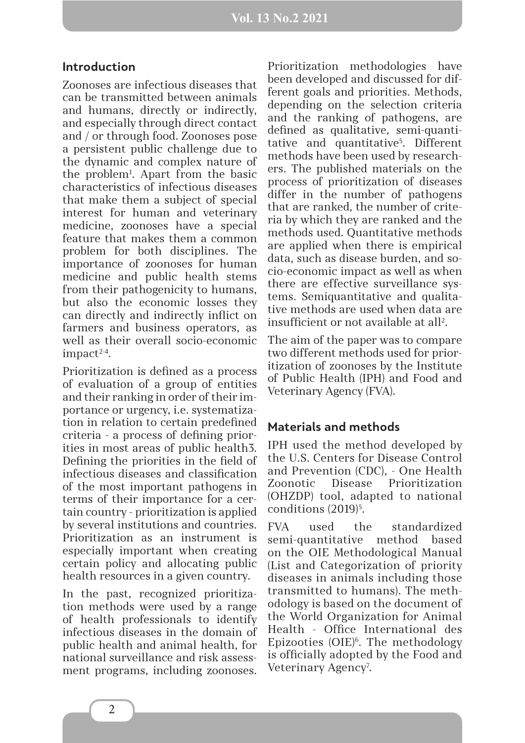## Introduction

Zoonoses are infectious diseases that can be transmitted between animals and humans, directly or indirectly, and especially through direct contact and / or through food. Zoonoses pose a persistent public challenge due to the dynamic and complex nature of the problem[1]. Apart from the basic characteristics of infectious diseases that make them a subject of special interest for human and veterinary medicine, zoonoses have a special feature that makes them a common problem for both disciplines. The importance of zoonoses for human medicine and public health stems from their pathogenicity to humans, but also the economic losses they can directly and indirectly inflict on farmers and business operators, as well as their overall socio-economic impact[2-4].

Prioritization is defined as a process of evaluation of a group of entities and their ranking in order of their importance or urgency, i.e. systematization in relation to certain predefined criteria - a process of defining priorities in most areas of public health3. Defining the priorities in the field of infectious diseases and classification of the most important pathogens in terms of their importance for a certain country - prioritization is applied by several institutions and countries. Prioritization as an instrument is especially important when creating certain policy and allocating public health resources in a given country.

In the past, recognized prioritization methods were used by a range of health professionals to identify infectious diseases in the domain of public health and animal health, for national surveillance and risk assessment programs, including zoonoses. Prioritization methodologies have been developed and discussed for different goals and priorities. Methods, depending on the selection criteria and the ranking of pathogens, are defined as qualitative, semi-quantitative and quantitative[5]. Different methods have been used by researchers. The published materials on the process of prioritization of diseases differ in the number of pathogens that are ranked, the number of criteria by which they are ranked and the methods used. Quantitative methods are applied when there is empirical data, such as disease burden, and socio-economic impact as well as when there are effective surveillance systems. Semiquantitative and qualitative methods are used when data are insufficient or not available at all[2].

The aim of the paper was to compare two different methods used for prioritization of zoonoses by the Institute of Public Health (IPH) and Food and Veterinary Agency (FVA).

## Materials and methods

IPH used the method developed by the U.S. Centers for Disease Control and Prevention (CDC), - One Health Zoonotic Disease Prioritization (OHZDP) tool, adapted to national conditions (2019)[5].

FVA used the standardized semi-quantitative method based on the OIE Methodological Manual (List and Categorization of priority diseases in animals including those transmitted to humans). The methodology is based on the document of the World Organization for Animal Health - Office International des Epizooties (OIE)[6]. The methodology is officially adopted by the Food and Veterinary Agency[7].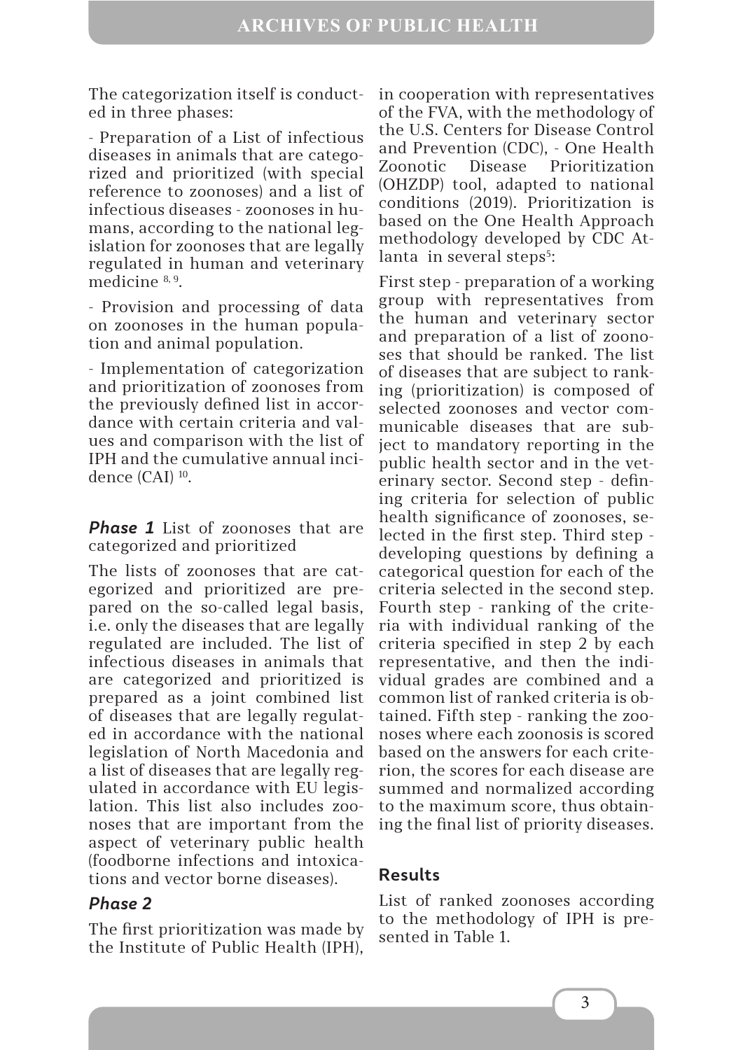The categorization itself is conducted in three phases:

- Preparation of a List of infectious diseases in animals that are categorized and prioritized (with special reference to zoonoses) and a list of infectious diseases - zoonoses in humans, according to the national legislation for zoonoses that are legally regulated in human and veterinary medicine [8, 9].

- Provision and processing of data on zoonoses in the human population and animal population.

- Implementation of categorization and prioritization of zoonoses from the previously defined list in accordance with certain criteria and values and comparison with the list of IPH and the cumulative annual incidence (CAI) [10].

***Phase 1*** List of zoonoses that are categorized and prioritized

The lists of zoonoses that are categorized and prioritized are prepared on the so-called legal basis, i.e. only the diseases that are legally regulated are included. The list of infectious diseases in animals that are categorized and prioritized is prepared as a joint combined list of diseases that are legally regulated in accordance with the national legislation of North Macedonia and a list of diseases that are legally regulated in accordance with EU legislation. This list also includes zoonoses that are important from the aspect of veterinary public health (foodborne infections and intoxications and vector borne diseases).

### *Phase 2*

The first prioritization was made by the Institute of Public Health (IPH), in cooperation with representatives of the FVA, with the methodology of the U.S. Centers for Disease Control and Prevention (CDC), - One Health Zoonotic Disease Prioritization (OHZDP) tool, adapted to national conditions (2019). Prioritization is based on the One Health Approach methodology developed by CDC Atlanta in several steps[5]:

First step - preparation of a working group with representatives from the human and veterinary sector and preparation of a list of zoonoses that should be ranked. The list of diseases that are subject to ranking (prioritization) is composed of selected zoonoses and vector communicable diseases that are subject to mandatory reporting in the public health sector and in the veterinary sector. Second step - defining criteria for selection of public health significance of zoonoses, selected in the first step. Third step - developing questions by defining a categorical question for each of the criteria selected in the second step. Fourth step - ranking of the criteria with individual ranking of the criteria specified in step 2 by each representative, and then the individual grades are combined and a common list of ranked criteria is obtained. Fifth step - ranking the zoonoses where each zoonosis is scored based on the answers for each criterion, the scores for each disease are summed and normalized according to the maximum score, thus obtaining the final list of priority diseases.

## Results

List of ranked zoonoses according to the methodology of IPH is presented in Table 1.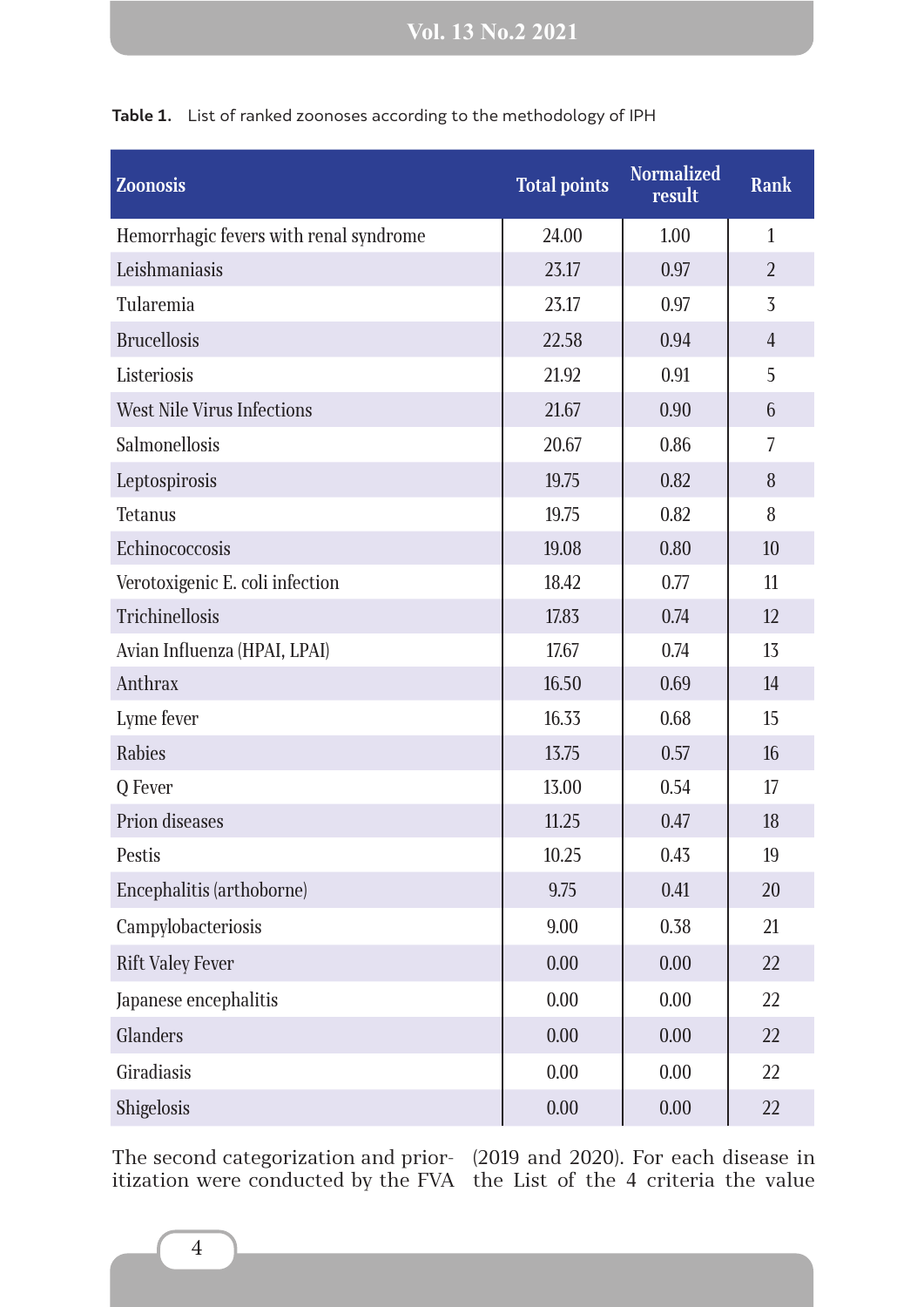**Table 1.** List of ranked zoonoses according to the methodology of IPH

| Zoonosis | Total points | Normalized result | Rank |
|---|---|---|---|
| Hemorrhagic fevers with renal syndrome | 24.00 | 1.00 | 1 |
| Leishmaniasis | 23.17 | 0.97 | 2 |
| Tularemia | 23.17 | 0.97 | 3 |
| Brucellosis | 22.58 | 0.94 | 4 |
| Listeriosis | 21.92 | 0.91 | 5 |
| West Nile Virus Infections | 21.67 | 0.90 | 6 |
| Salmonellosis | 20.67 | 0.86 | 7 |
| Leptospirosis | 19.75 | 0.82 | 8 |
| Tetanus | 19.75 | 0.82 | 8 |
| Echinococcosis | 19.08 | 0.80 | 10 |
| Verotoxigenic E. coli infection | 18.42 | 0.77 | 11 |
| Trichinellosis | 17.83 | 0.74 | 12 |
| Avian Influenza (HPAI, LPAI) | 17.67 | 0.74 | 13 |
| Anthrax | 16.50 | 0.69 | 14 |
| Lyme fever | 16.33 | 0.68 | 15 |
| Rabies | 13.75 | 0.57 | 16 |
| Q Fever | 13.00 | 0.54 | 17 |
| Prion diseases | 11.25 | 0.47 | 18 |
| Pestis | 10.25 | 0.43 | 19 |
| Encephalitis (arthoborne) | 9.75 | 0.41 | 20 |
| Campylobacteriosis | 9.00 | 0.38 | 21 |
| Rift Valey Fever | 0.00 | 0.00 | 22 |
| Japanese encephalitis | 0.00 | 0.00 | 22 |
| Glanders | 0.00 | 0.00 | 22 |
| Giradiasis | 0.00 | 0.00 | 22 |
| Shigelosis | 0.00 | 0.00 | 22 |

The second categorization and prioritization were conducted by the FVA (2019 and 2020). For each disease in the List of the 4 criteria the value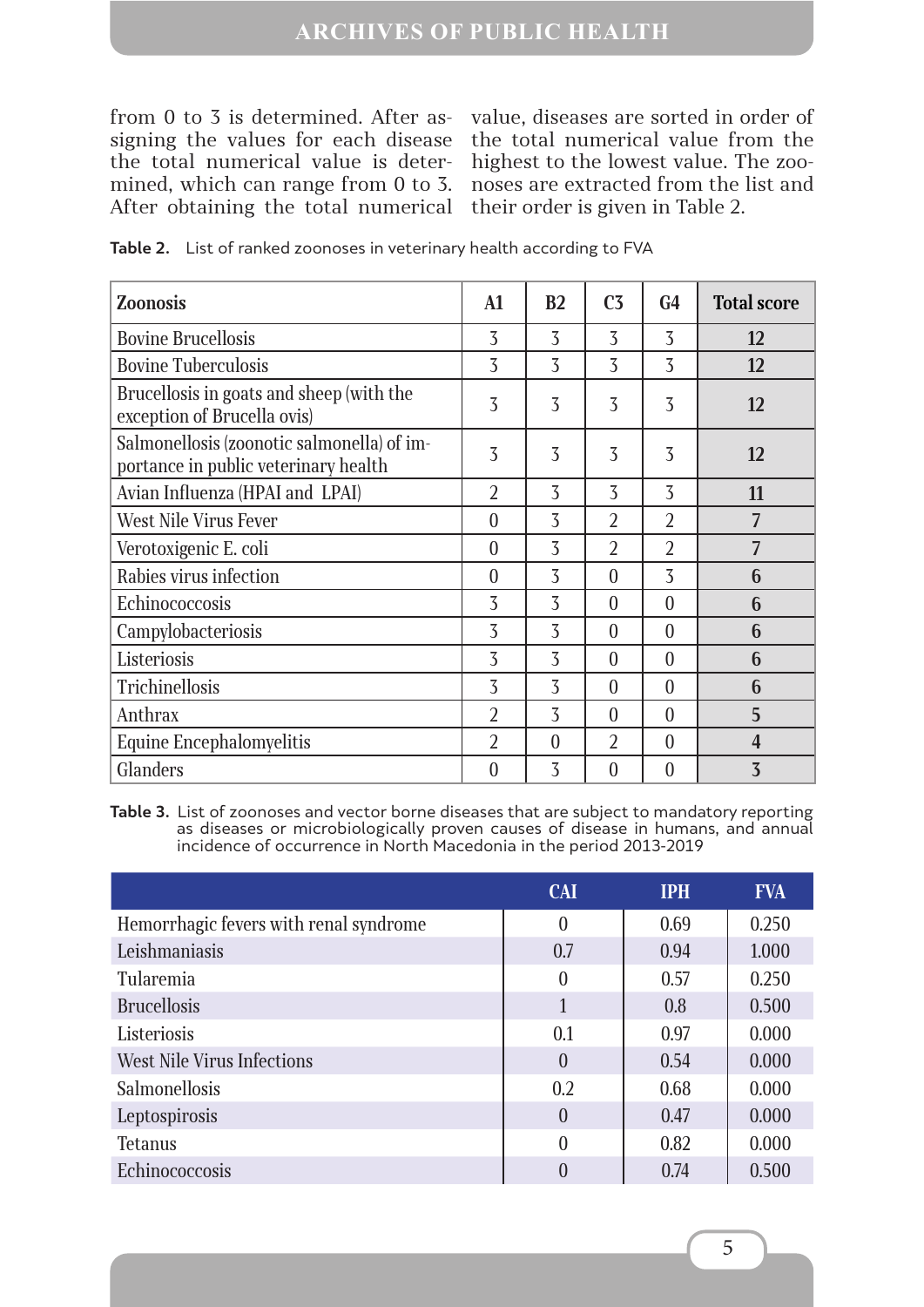from 0 to 3 is determined. After assigning the values for each disease the total numerical value is determined, which can range from 0 to 3. After obtaining the total numerical value, diseases are sorted in order of the total numerical value from the highest to the lowest value. The zoonoses are extracted from the list and their order is given in Table 2.

**Table 2.** List of ranked zoonoses in veterinary health according to FVA

| Zoonosis | A1 | B2 | C3 | G4 | Total score |
|---|---|---|---|---|---|
| Bovine Brucellosis | 3 | 3 | 3 | 3 | **12** |
| Bovine Tuberculosis | 3 | 3 | 3 | 3 | **12** |
| Brucellosis in goats and sheep (with the exception of Brucella ovis) | 3 | 3 | 3 | 3 | **12** |
| Salmonellosis (zoonotic salmonella) of importance in public veterinary health | 3 | 3 | 3 | 3 | **12** |
| Avian Influenza (HPAI and LPAI) | 2 | 3 | 3 | 3 | **11** |
| West Nile Virus Fever | 0 | 3 | 2 | 2 | **7** |
| Verotoxigenic E. coli | 0 | 3 | 2 | 2 | **7** |
| Rabies virus infection | 0 | 3 | 0 | 3 | **6** |
| Echinococcosis | 3 | 3 | 0 | 0 | **6** |
| Campylobacteriosis | 3 | 3 | 0 | 0 | **6** |
| Listeriosis | 3 | 3 | 0 | 0 | **6** |
| Trichinellosis | 3 | 3 | 0 | 0 | **6** |
| Anthrax | 2 | 3 | 0 | 0 | **5** |
| Equine Encephalomyelitis | 2 | 0 | 2 | 0 | **4** |
| Glanders | 0 | 3 | 0 | 0 | **3** |

**Table 3.** List of zoonoses and vector borne diseases that are subject to mandatory reporting as diseases or microbiologically proven causes of disease in humans, and annual incidence of occurrence in North Macedonia in the period 2013-2019

| | CAI | IPH | FVA |
|---|---|---|---|
| Hemorrhagic fevers with renal syndrome | 0 | 0.69 | 0.250 |
| Leishmaniasis | 0.7 | 0.94 | 1.000 |
| Tularemia | 0 | 0.57 | 0.250 |
| Brucellosis | 1 | 0.8 | 0.500 |
| Listeriosis | 0.1 | 0.97 | 0.000 |
| West Nile Virus Infections | 0 | 0.54 | 0.000 |
| Salmonellosis | 0.2 | 0.68 | 0.000 |
| Leptospirosis | 0 | 0.47 | 0.000 |
| Tetanus | 0 | 0.82 | 0.000 |
| Echinococcosis | 0 | 0.74 | 0.500 |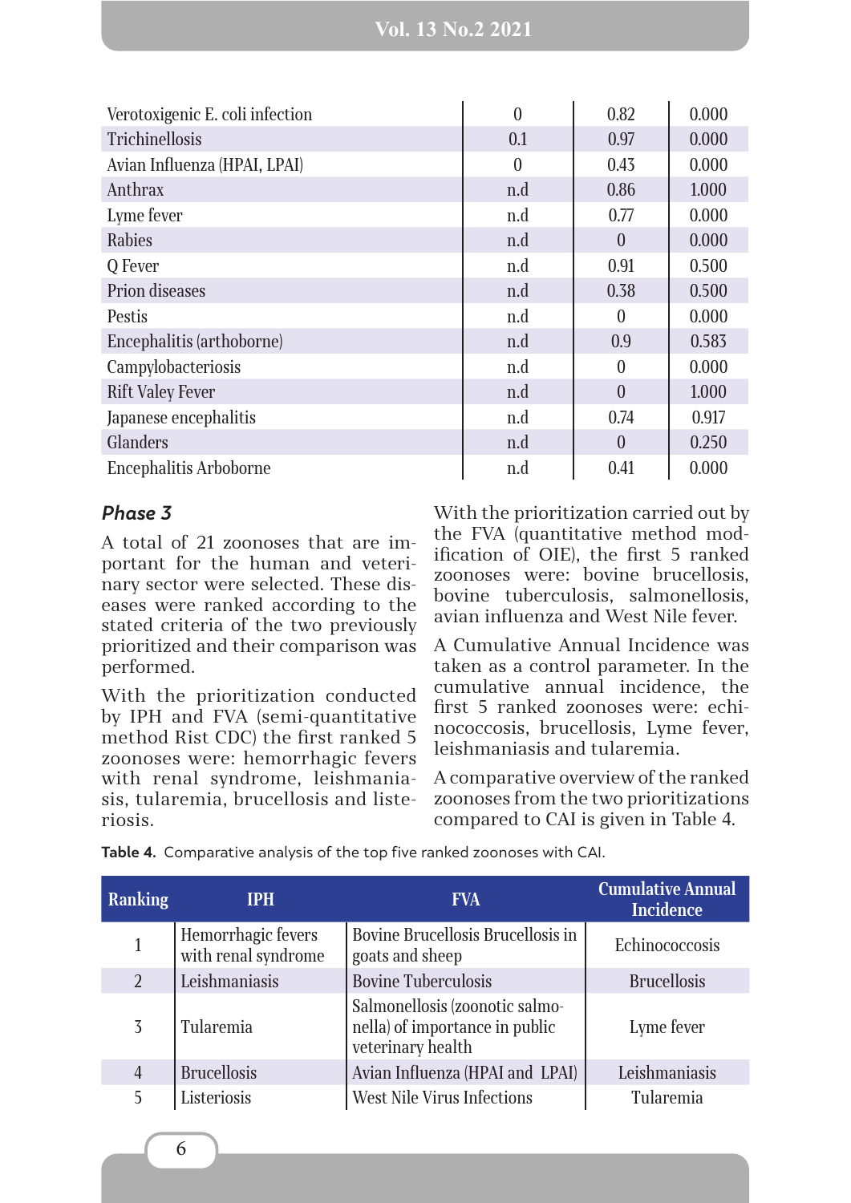| | | | |
|---|---|---|---|
| Verotoxigenic E. coli infection | 0 | 0.82 | 0.000 |
| Trichinellosis | 0.1 | 0.97 | 0.000 |
| Avian Influenza (HPAI, LPAI) | 0 | 0.43 | 0.000 |
| Anthrax | n.d | 0.86 | 1.000 |
| Lyme fever | n.d | 0.77 | 0.000 |
| Rabies | n.d | 0 | 0.000 |
| Q Fever | n.d | 0.91 | 0.500 |
| Prion diseases | n.d | 0.38 | 0.500 |
| Pestis | n.d | 0 | 0.000 |
| Encephalitis (arthoborne) | n.d | 0.9 | 0.583 |
| Campylobacteriosis | n.d | 0 | 0.000 |
| Rift Valey Fever | n.d | 0 | 1.000 |
| Japanese encephalitis | n.d | 0.74 | 0.917 |
| Glanders | n.d | 0 | 0.250 |
| Encephalitis Arboborne | n.d | 0.41 | 0.000 |

### *Phase 3*

A total of 21 zoonoses that are important for the human and veterinary sector were selected. These diseases were ranked according to the stated criteria of the two previously prioritized and their comparison was performed.

With the prioritization conducted by IPH and FVA (semi-quantitative method Rist CDC) the first ranked 5 zoonoses were: hemorrhagic fevers with renal syndrome, leishmaniasis, tularemia, brucellosis and listeriosis.

With the prioritization carried out by the FVA (quantitative method modification of OIE), the first 5 ranked zoonoses were: bovine brucellosis, bovine tuberculosis, salmonellosis, avian influenza and West Nile fever.

A Cumulative Annual Incidence was taken as a control parameter. In the cumulative annual incidence, the first 5 ranked zoonoses were: echinococcosis, brucellosis, Lyme fever, leishmaniasis and tularemia.

A comparative overview of the ranked zoonoses from the two prioritizations compared to CAI is given in Table 4.

**Table 4.** Comparative analysis of the top five ranked zoonoses with CAI.

| Ranking | IPH | FVA | Cumulative Annual Incidence |
|---|---|---|---|
| 1 | Hemorrhagic fevers with renal syndrome | Bovine Brucellosis Brucellosis in goats and sheep | Echinococcosis |
| 2 | Leishmaniasis | Bovine Tuberculosis | Brucellosis |
| 3 | Tularemia | Salmonellosis (zoonotic salmonella) of importance in public veterinary health | Lyme fever |
| 4 | Brucellosis | Avian Influenza (HPAI and LPAI) | Leishmaniasis |
| 5 | Listeriosis | West Nile Virus Infections | Tularemia |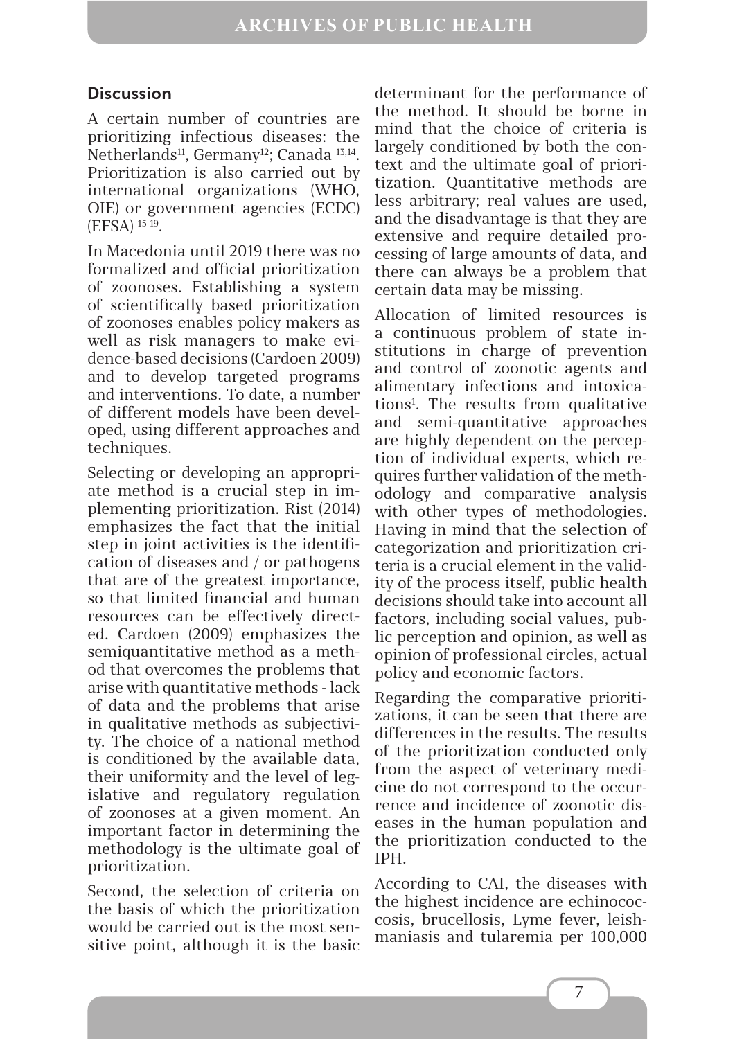## Discussion

A certain number of countries are prioritizing infectious diseases: the Netherlands[11], Germany[12]; Canada [13,14]. Prioritization is also carried out by international organizations (WHO, OIE) or government agencies (ECDC) (EFSA) [15-19].

In Macedonia until 2019 there was no formalized and official prioritization of zoonoses. Establishing a system of scientifically based prioritization of zoonoses enables policy makers as well as risk managers to make evidence-based decisions (Cardoen 2009) and to develop targeted programs and interventions. To date, a number of different models have been developed, using different approaches and techniques.

Selecting or developing an appropriate method is a crucial step in implementing prioritization. Rist (2014) emphasizes the fact that the initial step in joint activities is the identification of diseases and / or pathogens that are of the greatest importance, so that limited financial and human resources can be effectively directed. Cardoen (2009) emphasizes the semiquantitative method as a method that overcomes the problems that arise with quantitative methods - lack of data and the problems that arise in qualitative methods as subjectivity. The choice of a national method is conditioned by the available data, their uniformity and the level of legislative and regulatory regulation of zoonoses at a given moment. An important factor in determining the methodology is the ultimate goal of prioritization.

Second, the selection of criteria on the basis of which the prioritization would be carried out is the most sensitive point, although it is the basic determinant for the performance of the method. It should be borne in mind that the choice of criteria is largely conditioned by both the context and the ultimate goal of prioritization. Quantitative methods are less arbitrary; real values are used, and the disadvantage is that they are extensive and require detailed processing of large amounts of data, and there can always be a problem that certain data may be missing.

Allocation of limited resources is a continuous problem of state institutions in charge of prevention and control of zoonotic agents and alimentary infections and intoxications[1]. The results from qualitative and semi-quantitative approaches are highly dependent on the perception of individual experts, which requires further validation of the methodology and comparative analysis with other types of methodologies. Having in mind that the selection of categorization and prioritization criteria is a crucial element in the validity of the process itself, public health decisions should take into account all factors, including social values, public perception and opinion, as well as opinion of professional circles, actual policy and economic factors.

Regarding the comparative prioritizations, it can be seen that there are differences in the results. The results of the prioritization conducted only from the aspect of veterinary medicine do not correspond to the occurrence and incidence of zoonotic diseases in the human population and the prioritization conducted to the IPH.

According to CAI, the diseases with the highest incidence are echinococcosis, brucellosis, Lyme fever, leishmaniasis and tularemia per 100,000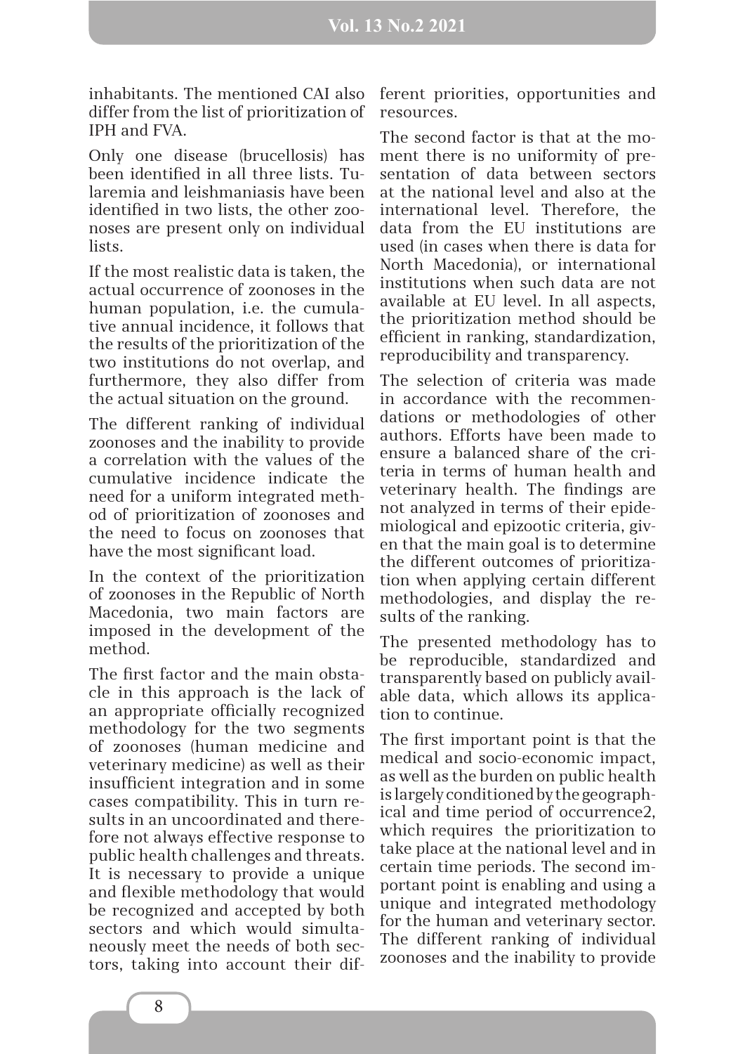inhabitants. The mentioned CAI also differ from the list of prioritization of IPH and FVA.

Only one disease (brucellosis) has been identified in all three lists. Tularemia and leishmaniasis have been identified in two lists, the other zoonoses are present only on individual lists.

If the most realistic data is taken, the actual occurrence of zoonoses in the human population, i.e. the cumulative annual incidence, it follows that the results of the prioritization of the two institutions do not overlap, and furthermore, they also differ from the actual situation on the ground.

The different ranking of individual zoonoses and the inability to provide a correlation with the values of the cumulative incidence indicate the need for a uniform integrated method of prioritization of zoonoses and the need to focus on zoonoses that have the most significant load.

In the context of the prioritization of zoonoses in the Republic of North Macedonia, two main factors are imposed in the development of the method.

The first factor and the main obstacle in this approach is the lack of an appropriate officially recognized methodology for the two segments of zoonoses (human medicine and veterinary medicine) as well as their insufficient integration and in some cases compatibility. This in turn results in an uncoordinated and therefore not always effective response to public health challenges and threats. It is necessary to provide a unique and flexible methodology that would be recognized and accepted by both sectors and which would simultaneously meet the needs of both sectors, taking into account their different priorities, opportunities and resources.

The second factor is that at the moment there is no uniformity of presentation of data between sectors at the national level and also at the international level. Therefore, the data from the EU institutions are used (in cases when there is data for North Macedonia), or international institutions when such data are not available at EU level. In all aspects, the prioritization method should be efficient in ranking, standardization, reproducibility and transparency.

The selection of criteria was made in accordance with the recommendations or methodologies of other authors. Efforts have been made to ensure a balanced share of the criteria in terms of human health and veterinary health. The findings are not analyzed in terms of their epidemiological and epizootic criteria, given that the main goal is to determine the different outcomes of prioritization when applying certain different methodologies, and display the results of the ranking.

The presented methodology has to be reproducible, standardized and transparently based on publicly available data, which allows its application to continue.

The first important point is that the medical and socio-economic impact, as well as the burden on public health is largely conditioned by the geographical and time period of occurrence2, which requires the prioritization to take place at the national level and in certain time periods. The second important point is enabling and using a unique and integrated methodology for the human and veterinary sector. The different ranking of individual zoonoses and the inability to provide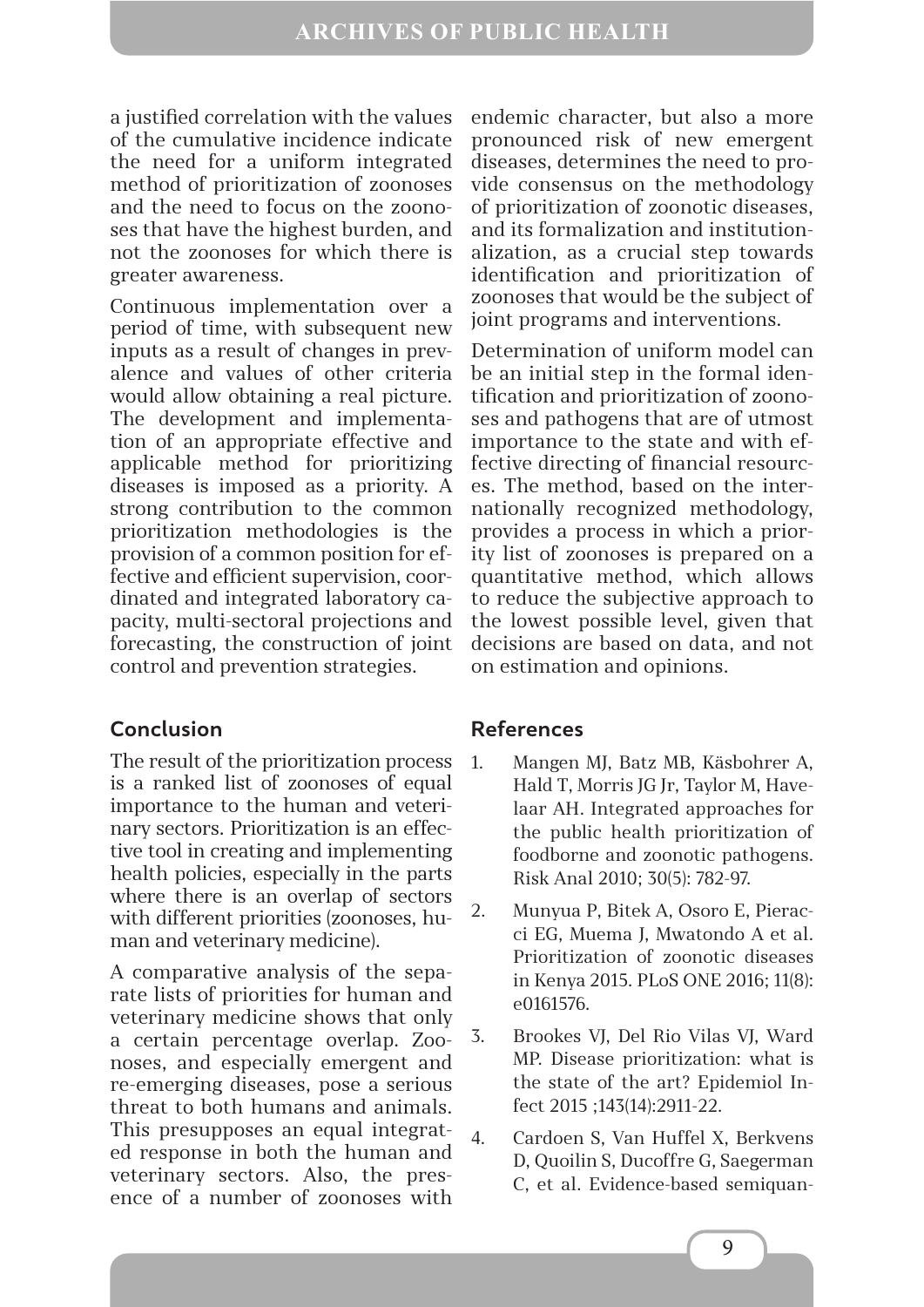a justified correlation with the values of the cumulative incidence indicate the need for a uniform integrated method of prioritization of zoonoses and the need to focus on the zoonoses that have the highest burden, and not the zoonoses for which there is greater awareness.

Continuous implementation over a period of time, with subsequent new inputs as a result of changes in prevalence and values of other criteria would allow obtaining a real picture. The development and implementation of an appropriate effective and applicable method for prioritizing diseases is imposed as a priority. A strong contribution to the common prioritization methodologies is the provision of a common position for effective and efficient supervision, coordinated and integrated laboratory capacity, multi-sectoral projections and forecasting, the construction of joint control and prevention strategies.

## Conclusion

The result of the prioritization process is a ranked list of zoonoses of equal importance to the human and veterinary sectors. Prioritization is an effective tool in creating and implementing health policies, especially in the parts where there is an overlap of sectors with different priorities (zoonoses, human and veterinary medicine).

A comparative analysis of the separate lists of priorities for human and veterinary medicine shows that only a certain percentage overlap. Zoonoses, and especially emergent and re-emerging diseases, pose a serious threat to both humans and animals. This presupposes an equal integrated response in both the human and veterinary sectors. Also, the presence of a number of zoonoses with endemic character, but also a more pronounced risk of new emergent diseases, determines the need to provide consensus on the methodology of prioritization of zoonotic diseases, and its formalization and institutionalization, as a crucial step towards identification and prioritization of zoonoses that would be the subject of joint programs and interventions.

Determination of uniform model can be an initial step in the formal identification and prioritization of zoonoses and pathogens that are of utmost importance to the state and with effective directing of financial resources. The method, based on the internationally recognized methodology, provides a process in which a priority list of zoonoses is prepared on a quantitative method, which allows to reduce the subjective approach to the lowest possible level, given that decisions are based on data, and not on estimation and opinions.

## References

1. Mangen MJ, Batz MB, Käsbohrer A, Hald T, Morris JG Jr, Taylor M, Havelaar AH. Integrated approaches for the public health prioritization of foodborne and zoonotic pathogens. Risk Anal 2010; 30(5): 782-97.
2. Munyua P, Bitek A, Osoro E, Pieracci EG, Muema J, Mwatondo A et al. Prioritization of zoonotic diseases in Kenya 2015. PLoS ONE 2016; 11(8): e0161576.
3. Brookes VJ, Del Rio Vilas VJ, Ward MP. Disease prioritization: what is the state of the art? Epidemiol Infect 2015 ;143(14):2911-22.
4. Cardoen S, Van Huffel X, Berkvens D, Quoilin S, Ducoffre G, Saegerman C, et al. Evidence-based semiquan-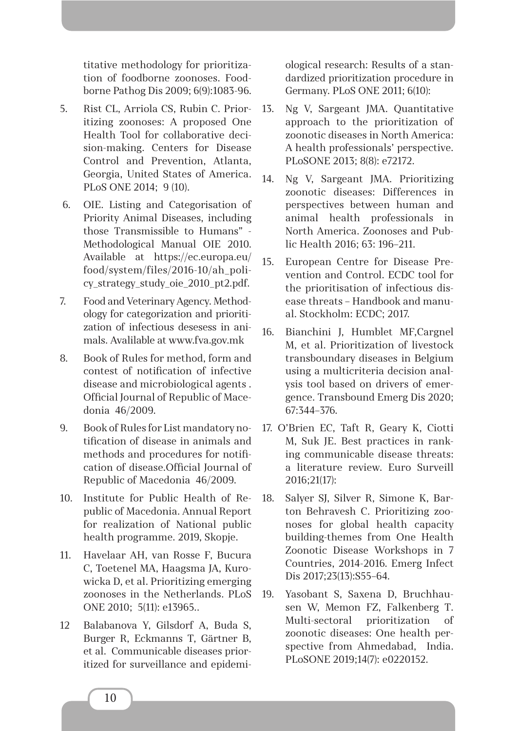titative methodology for prioritization of foodborne zoonoses. Foodborne Pathog Dis 2009; 6(9):1083-96.

5. Rist CL, Arriola CS, Rubin C. Prioritizing zoonoses: A proposed One Health Tool for collaborative decision-making. Centers for Disease Control and Prevention, Atlanta, Georgia, United States of America. PLoS ONE 2014; 9 (10).

6. OIE. Listing and Categorisation of Priority Animal Diseases, including those Transmissible to Humans" - Methodological Manual OIE 2010. Available at https://ec.europa.eu/food/system/files/2016-10/ah_policy_strategy_study_oie_2010_pt2.pdf.

7. Food and Veterinary Agency. Methodology for categorization and prioritization of infectious desesess in animals. Avalilable at www.fva.gov.mk

8. Book of Rules for method, form and contest of notification of infective disease and microbiological agents . Official Journal of Republic of Macedonia 46/2009.

9. Book of Rules for List mandatory notification of disease in animals and methods and procedures for notification of disease.Official Journal of Republic of Macedonia 46/2009.

10. Institute for Public Health of Republic of Macedonia. Annual Report for realization of National public health programme. 2019, Skopje.

11. Havelaar AH, van Rosse F, Bucura C, Toetenel MA, Haagsma JA, Kurowicka D, et al. Prioritizing emerging zoonoses in the Netherlands. PLoS ONE 2010; 5(11): e13965..

12 Balabanova Y, Gilsdorf A, Buda S, Burger R, Eckmanns T, Gärtner B, et al. Communicable diseases prioritized for surveillance and epidemiological research: Results of a standardized prioritization procedure in Germany. PLoS ONE 2011; 6(10):

13. Ng V, Sargeant JMA. Quantitative approach to the prioritization of zoonotic diseases in North America: A health professionals' perspective. PLoSONE 2013; 8(8): e72172.

14. Ng V, Sargeant JMA. Prioritizing zoonotic diseases: Differences in perspectives between human and animal health professionals in North America. Zoonoses and Public Health 2016; 63: 196–211.

15. European Centre for Disease Prevention and Control. ECDC tool for the prioritisation of infectious disease threats – Handbook and manual. Stockholm: ECDC; 2017.

16. Bianchini J, Humblet MF,Cargnel M, et al. Prioritization of livestock transboundary diseases in Belgium using a multicriteria decision analysis tool based on drivers of emergence. Transbound Emerg Dis 2020; 67:344–376.

17. O'Brien EC, Taft R, Geary K, Ciotti M, Suk JE. Best practices in ranking communicable disease threats: a literature review. Euro Surveill 2016;21(17):

18. Salyer SJ, Silver R, Simone K, Barton Behravesh C. Prioritizing zoonoses for global health capacity building-themes from One Health Zoonotic Disease Workshops in 7 Countries, 2014-2016. Emerg Infect Dis 2017;23(13):S55–64.

19. Yasobant S, Saxena D, Bruchhausen W, Memon FZ, Falkenberg T. Multi-sectoral prioritization of zoonotic diseases: One health perspective from Ahmedabad, India. PLoSONE 2019;14(7): e0220152.